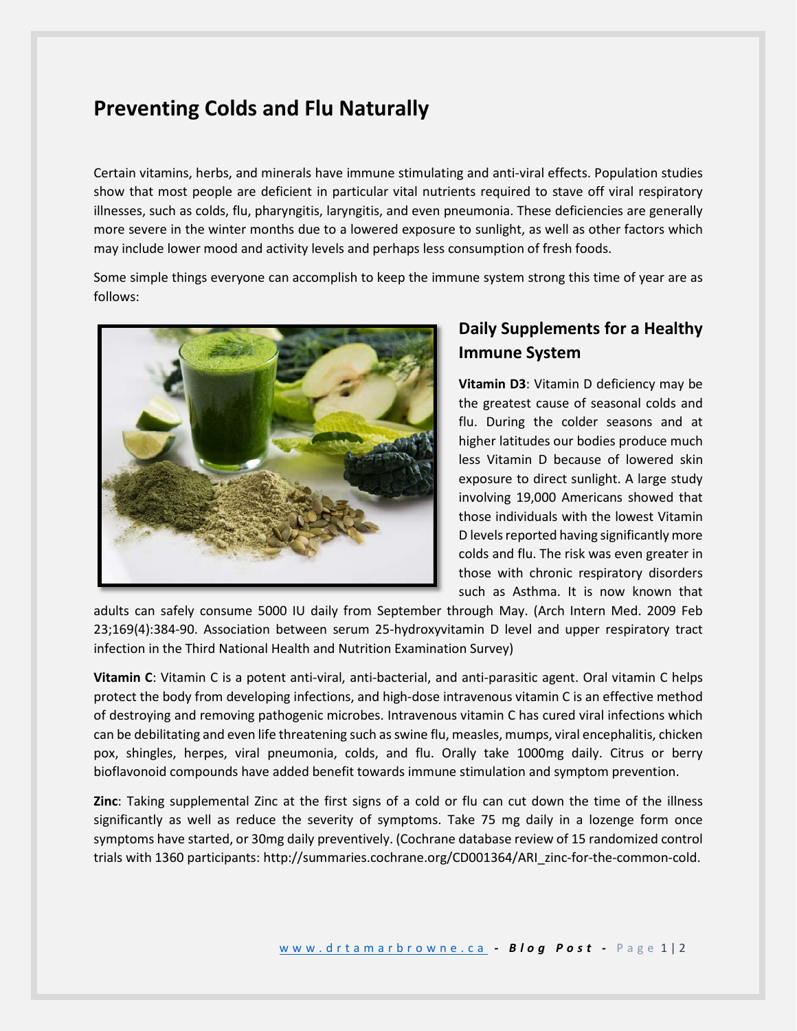# Preventing Colds and Flu Naturally

Certain vitamins, herbs, and minerals have immune stimulating and anti-viral effects. Population studies show that most people are deficient in particular vital nutrients required to stave off viral respiratory illnesses, such as colds, flu, pharyngitis, laryngitis, and even pneumonia. These deficiencies are generally more severe in the winter months due to a lowered exposure to sunlight, as well as other factors which may include lower mood and activity levels and perhaps less consumption of fresh foods.

Some simple things everyone can accomplish to keep the immune system strong this time of year are as follows:

## Daily Supplements for a Healthy Immune System

**Vitamin D3**: Vitamin D deficiency may be the greatest cause of seasonal colds and flu. During the colder seasons and at higher latitudes our bodies produce much less Vitamin D because of lowered skin exposure to direct sunlight. A large study involving 19,000 Americans showed that those individuals with the lowest Vitamin D levels reported having significantly more colds and flu. The risk was even greater in those with chronic respiratory disorders such as Asthma. It is now known that adults can safely consume 5000 IU daily from September through May. (Arch Intern Med. 2009 Feb 23;169(4):384-90. Association between serum 25-hydroxyvitamin D level and upper respiratory tract infection in the Third National Health and Nutrition Examination Survey)

**Vitamin C**: Vitamin C is a potent anti-viral, anti-bacterial, and anti-parasitic agent. Oral vitamin C helps protect the body from developing infections, and high-dose intravenous vitamin C is an effective method of destroying and removing pathogenic microbes. Intravenous vitamin C has cured viral infections which can be debilitating and even life threatening such as swine flu, measles, mumps, viral encephalitis, chicken pox, shingles, herpes, viral pneumonia, colds, and flu. Orally take 1000mg daily. Citrus or berry bioflavonoid compounds have added benefit towards immune stimulation and symptom prevention.

**Zinc**: Taking supplemental Zinc at the first signs of a cold or flu can cut down the time of the illness significantly as well as reduce the severity of symptoms. Take 75 mg daily in a lozenge form once symptoms have started, or 30mg daily preventively. (Cochrane database review of 15 randomized control trials with 1360 participants: http://summaries.cochrane.org/CD001364/ARI_zinc-for-the-common-cold.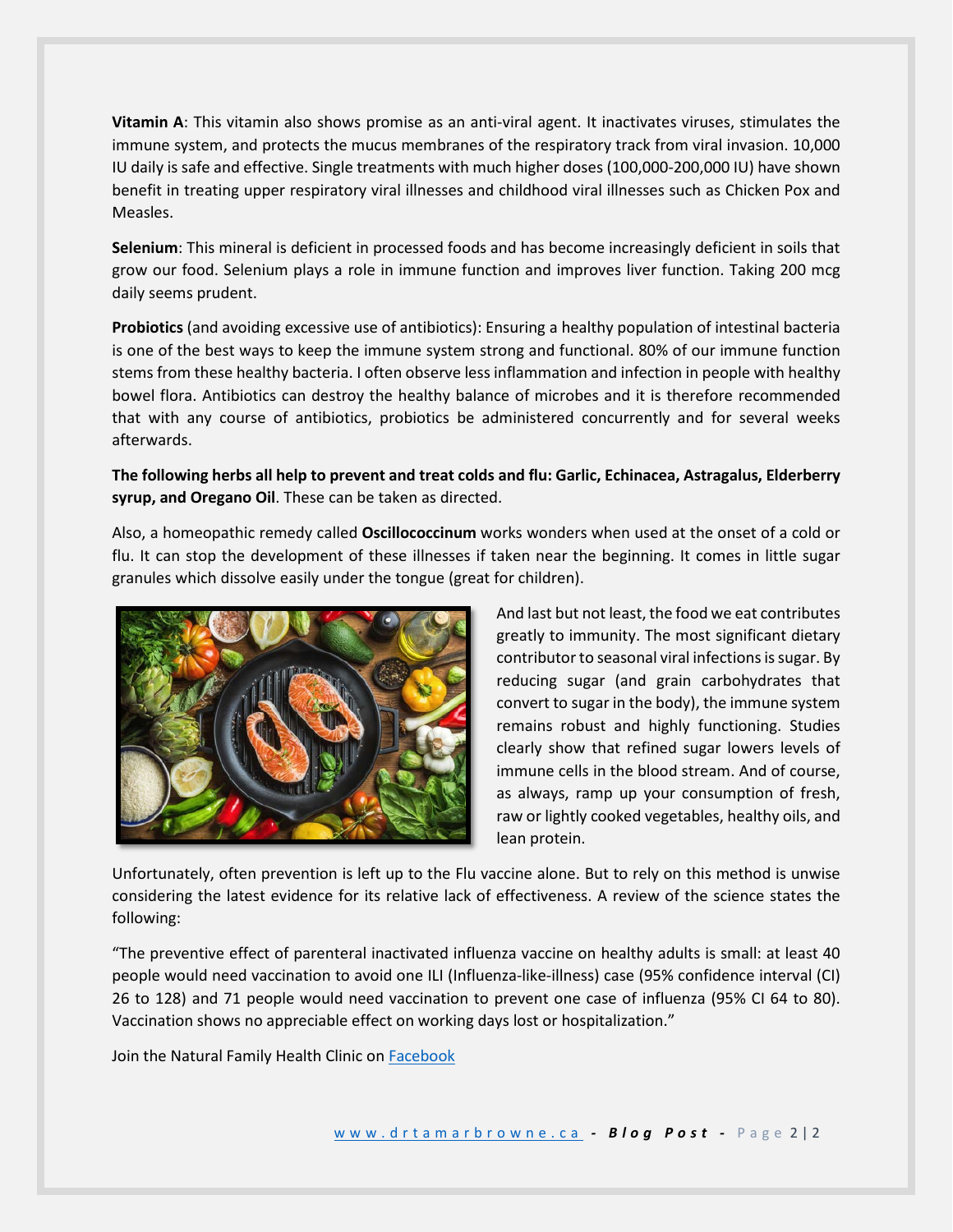**Vitamin A**: This vitamin also shows promise as an anti-viral agent. It inactivates viruses, stimulates the immune system, and protects the mucus membranes of the respiratory track from viral invasion. 10,000 IU daily is safe and effective. Single treatments with much higher doses (100,000-200,000 IU) have shown benefit in treating upper respiratory viral illnesses and childhood viral illnesses such as Chicken Pox and Measles.

**Selenium**: This mineral is deficient in processed foods and has become increasingly deficient in soils that grow our food. Selenium plays a role in immune function and improves liver function. Taking 200 mcg daily seems prudent.

**Probiotics** (and avoiding excessive use of antibiotics): Ensuring a healthy population of intestinal bacteria is one of the best ways to keep the immune system strong and functional. 80% of our immune function stems from these healthy bacteria. I often observe less inflammation and infection in people with healthy bowel flora. Antibiotics can destroy the healthy balance of microbes and it is therefore recommended that with any course of antibiotics, probiotics be administered concurrently and for several weeks afterwards.

**The following herbs all help to prevent and treat colds and flu: Garlic, Echinacea, Astragalus, Elderberry syrup, and Oregano Oil**. These can be taken as directed.

Also, a homeopathic remedy called **Oscillococcinum** works wonders when used at the onset of a cold or flu. It can stop the development of these illnesses if taken near the beginning. It comes in little sugar granules which dissolve easily under the tongue (great for children).

And last but not least, the food we eat contributes greatly to immunity. The most significant dietary contributor to seasonal viral infections is sugar. By reducing sugar (and grain carbohydrates that convert to sugar in the body), the immune system remains robust and highly functioning. Studies clearly show that refined sugar lowers levels of immune cells in the blood stream. And of course, as always, ramp up your consumption of fresh, raw or lightly cooked vegetables, healthy oils, and lean protein.

Unfortunately, often prevention is left up to the Flu vaccine alone. But to rely on this method is unwise considering the latest evidence for its relative lack of effectiveness. A review of the science states the following:

"The preventive effect of parenteral inactivated influenza vaccine on healthy adults is small: at least 40 people would need vaccination to avoid one ILI (Influenza-like-illness) case (95% confidence interval (CI) 26 to 128) and 71 people would need vaccination to prevent one case of influenza (95% CI 64 to 80). Vaccination shows no appreciable effect on working days lost or hospitalization."

Join the Natural Family Health Clinic on [Facebook]